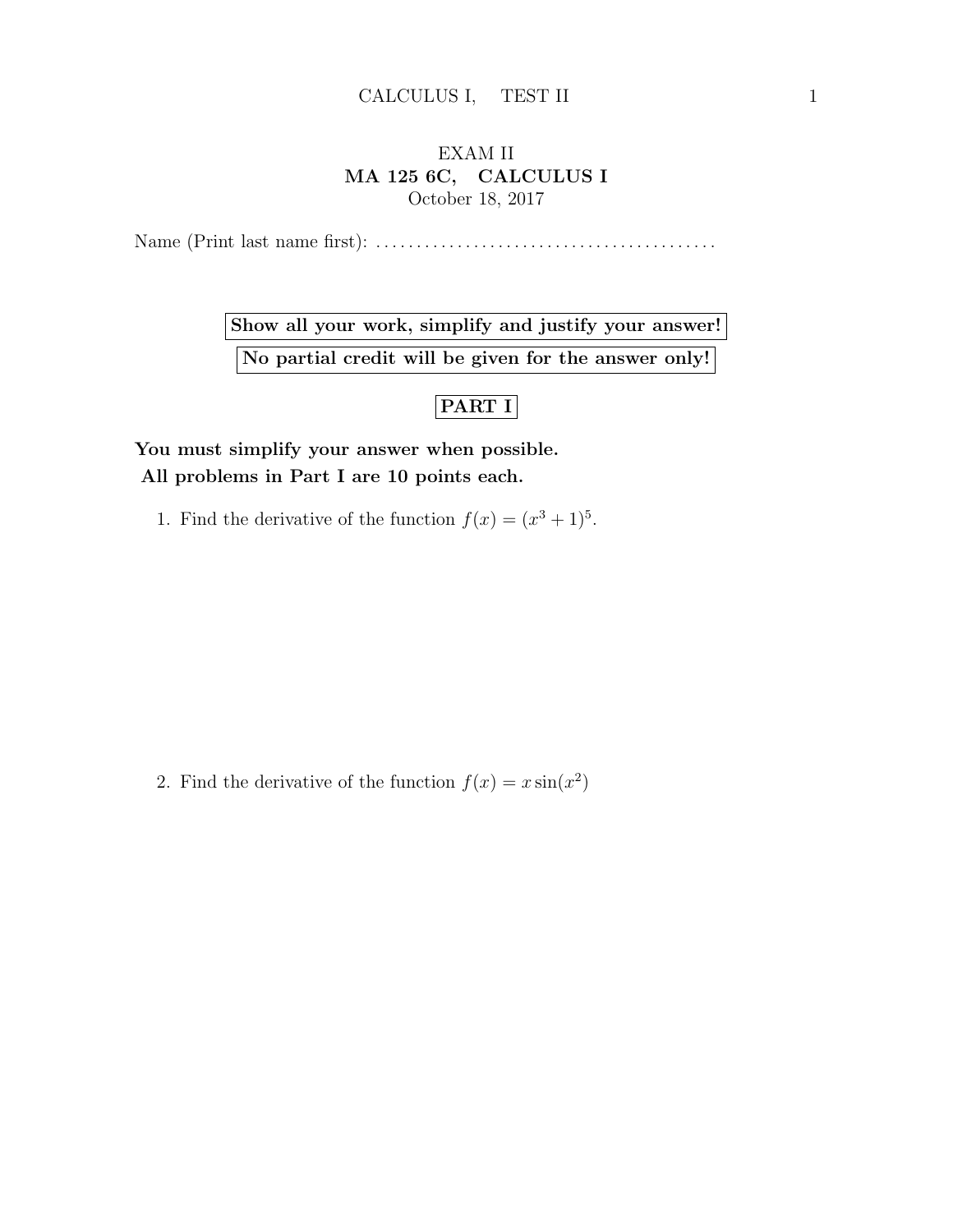# EXAM II

## MA 125 6C, CALCULUS I

October 18, 2017

Name (Print last name first): ..........................................

**Show all your work, simplify and justify your answer!**

**No partial credit will be given for the answer only!**

## PART I

**You must simplify your answer when possible.**
**All problems in Part I are 10 points each.**

1. Find the derivative of the function $f(x) = (x^3 + 1)^5$.

2. Find the derivative of the function $f(x) = x \sin(x^2)$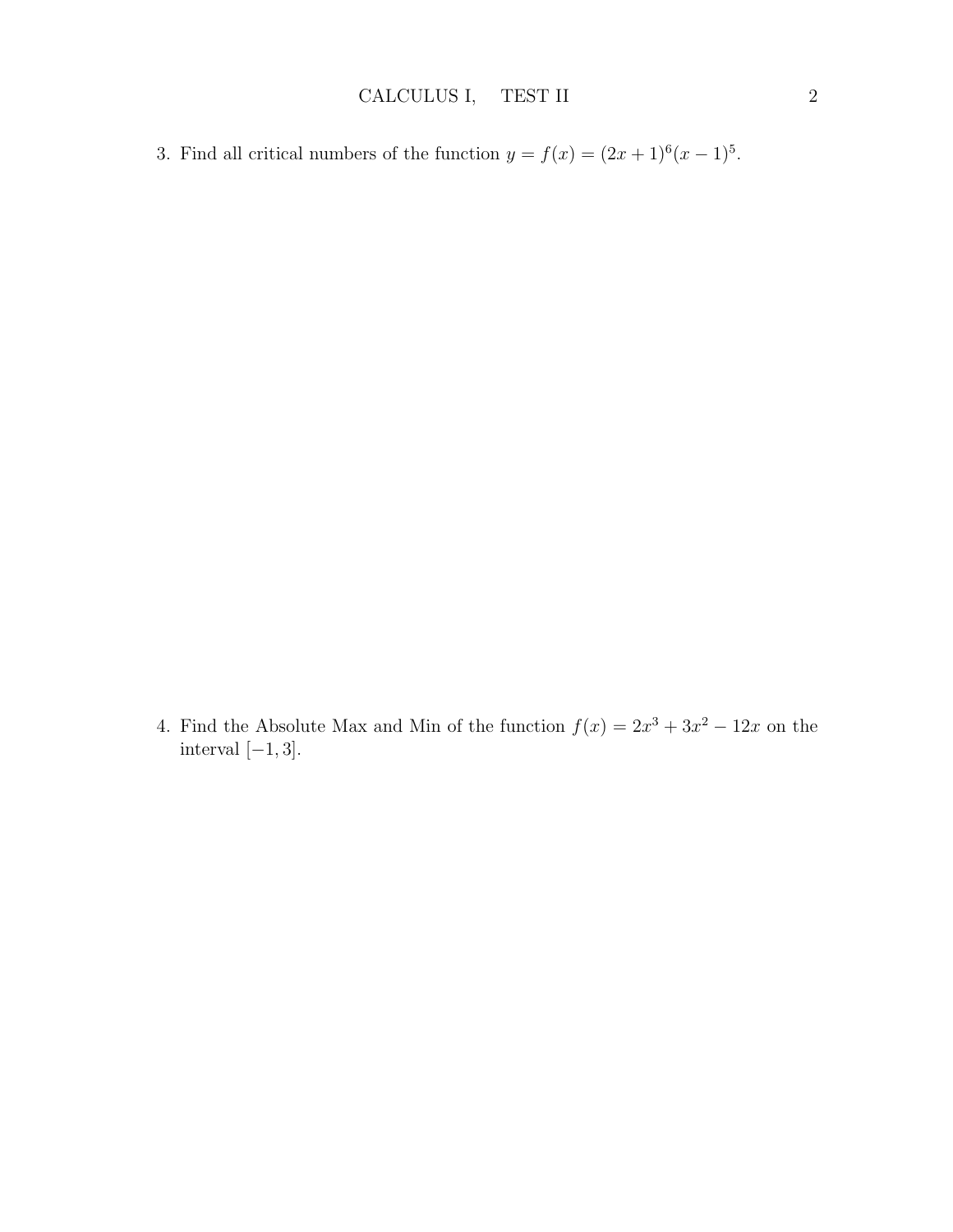3. Find all critical numbers of the function $y = f(x) = (2x+1)^6(x-1)^5$.

4. Find the Absolute Max and Min of the function $f(x) = 2x^3 + 3x^2 - 12x$ on the interval $[-1, 3]$.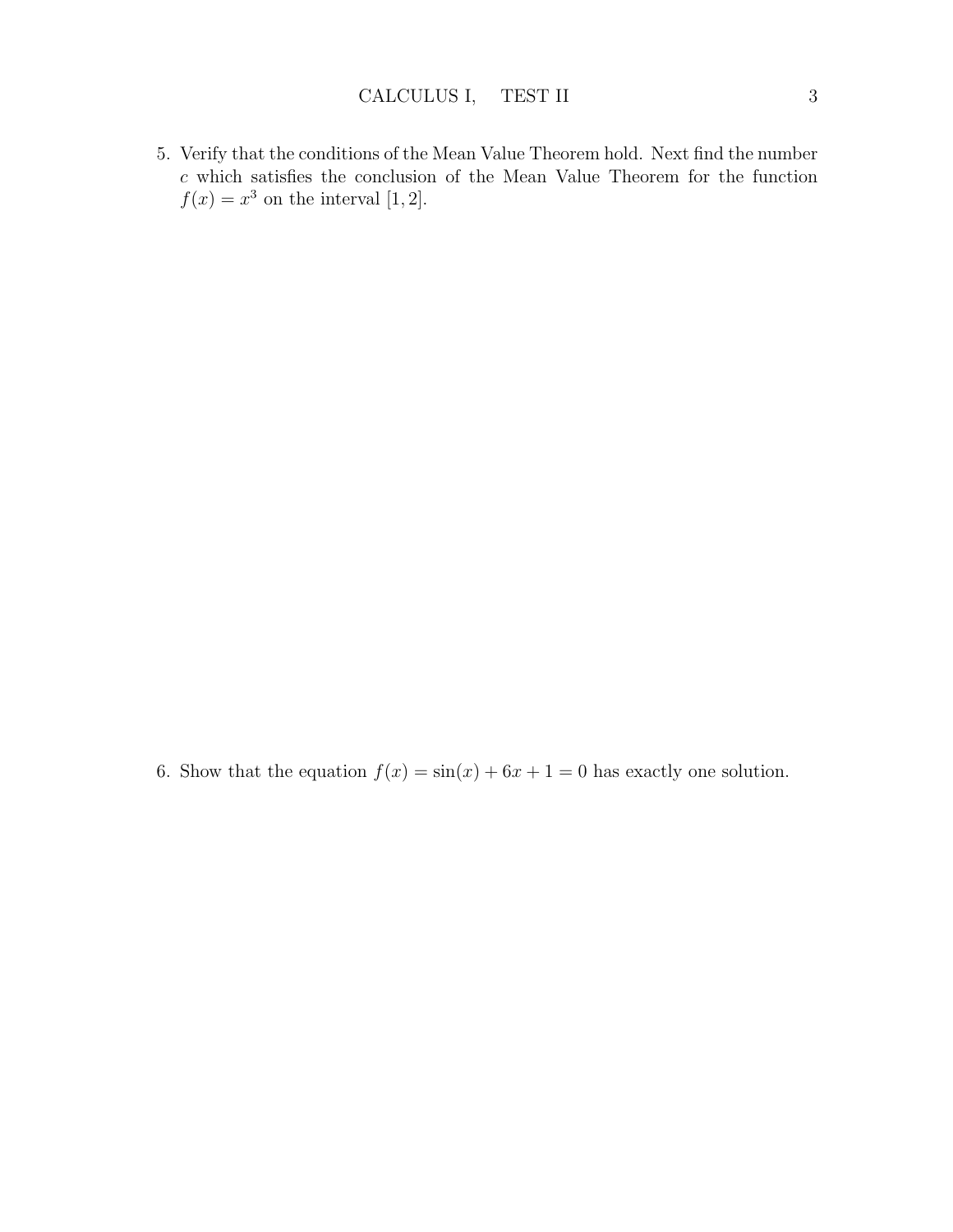5. Verify that the conditions of the Mean Value Theorem hold. Next find the number $c$ which satisfies the conclusion of the Mean Value Theorem for the function $f(x) = x^3$ on the interval $[1, 2]$.

6. Show that the equation $f(x) = \sin(x) + 6x + 1 = 0$ has exactly one solution.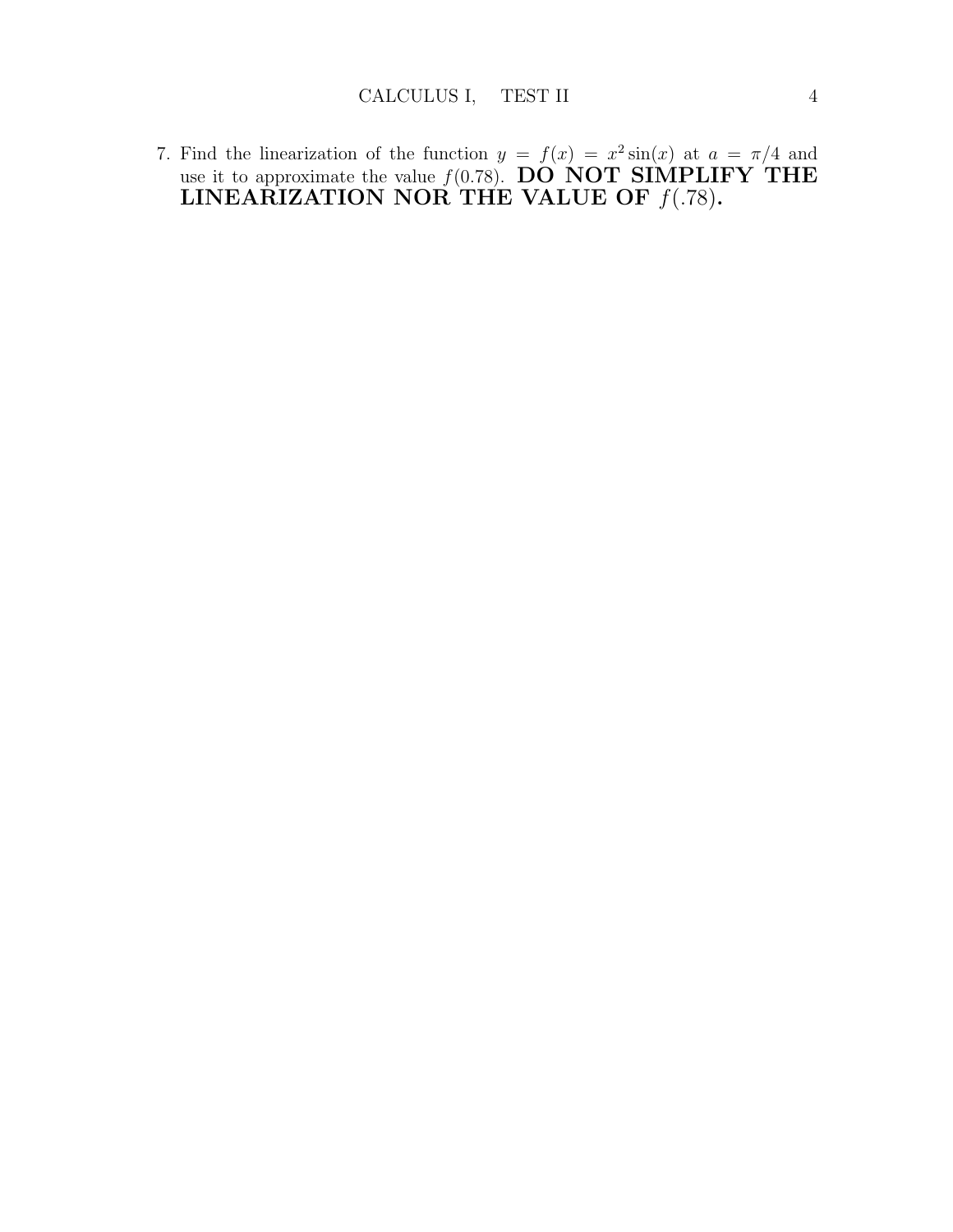7. Find the linearization of the function $y = f(x) = x^2 \sin(x)$ at $a = \pi/4$ and use it to approximate the value $f(0.78)$. **DO NOT SIMPLIFY THE LINEARIZATION NOR THE VALUE OF $f(.78)$.**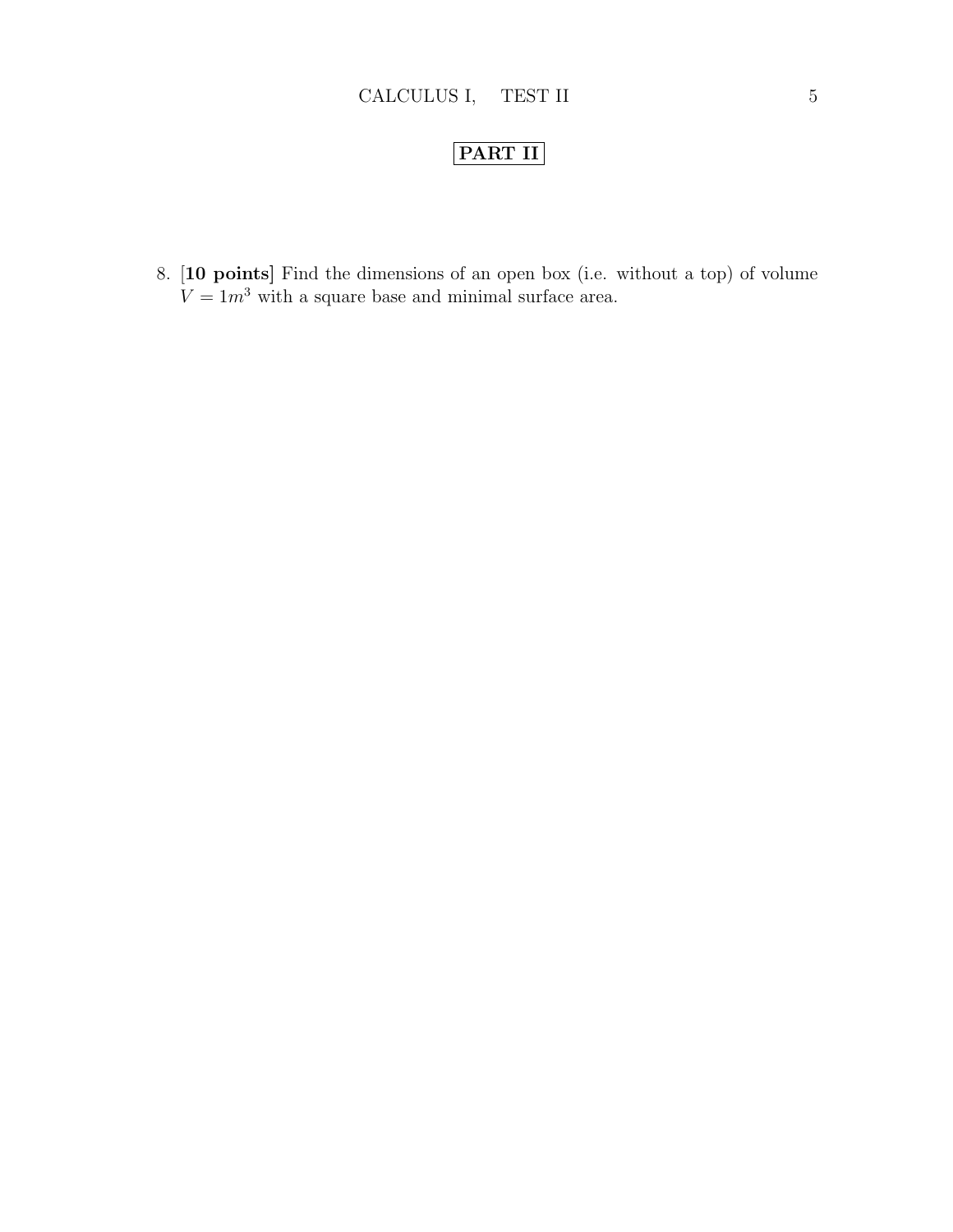## PART II

8. [**10 points**] Find the dimensions of an open box (i.e. without a top) of volume $V = 1m^3$ with a square base and minimal surface area.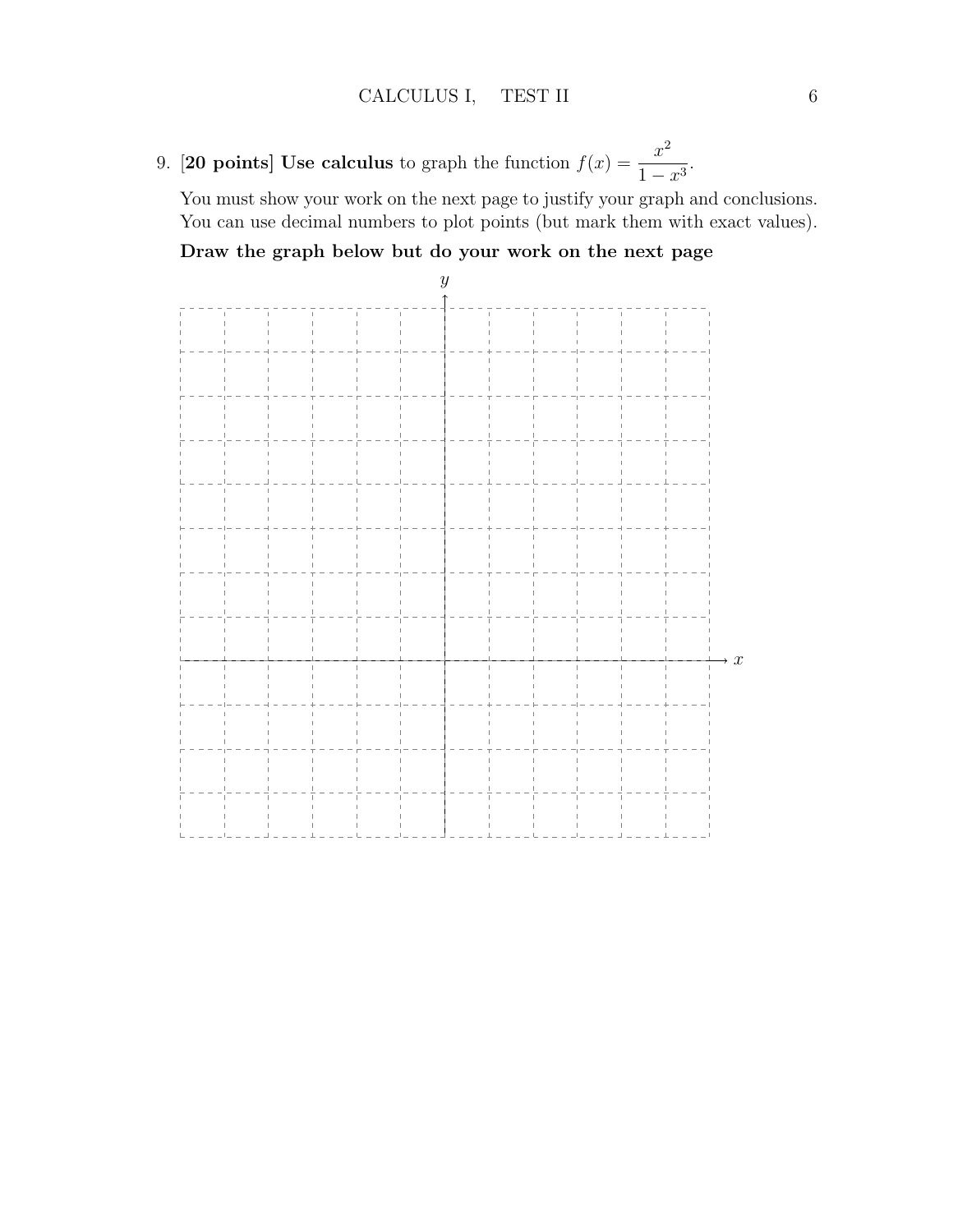9. **[20 points] Use calculus** to graph the function $f(x) = \dfrac{x^2}{1 - x^3}$.

   You must show your work on the next page to justify your graph and conclusions. You can use decimal numbers to plot points (but mark them with exact values).

   **Draw the graph below but do your work on the next page**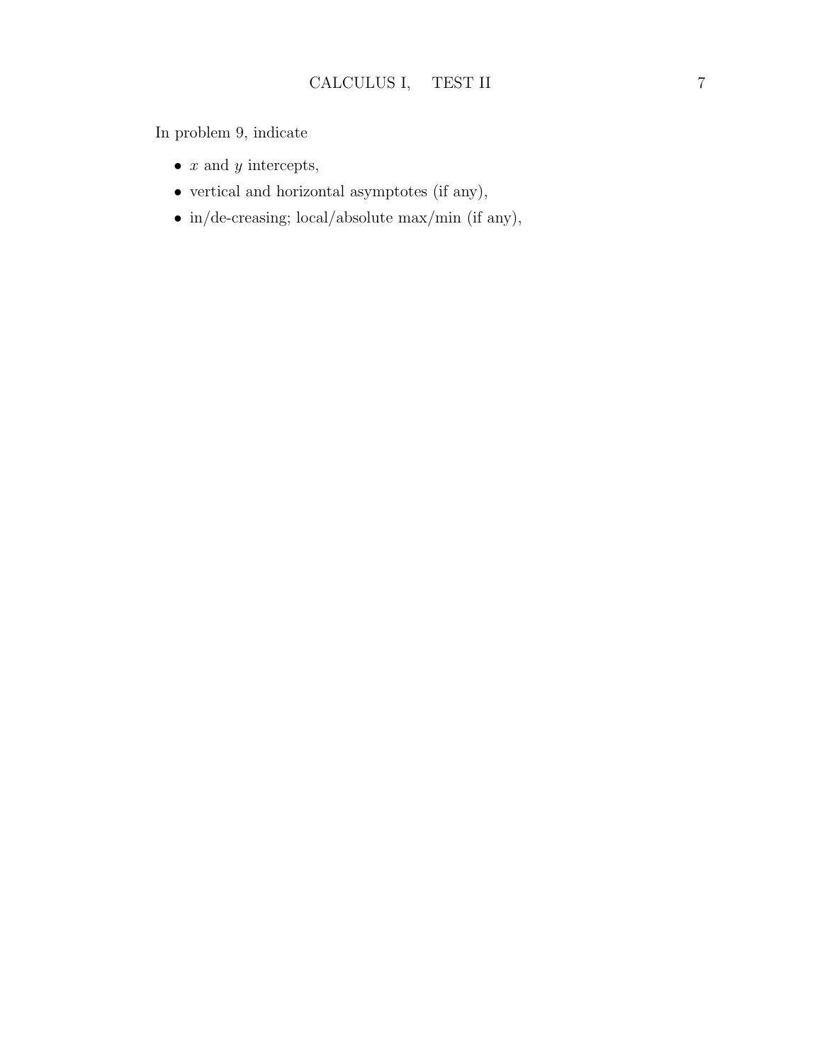In problem 9, indicate

- $x$ and $y$ intercepts,
- vertical and horizontal asymptotes (if any),
- in/de-creasing; local/absolute max/min (if any),